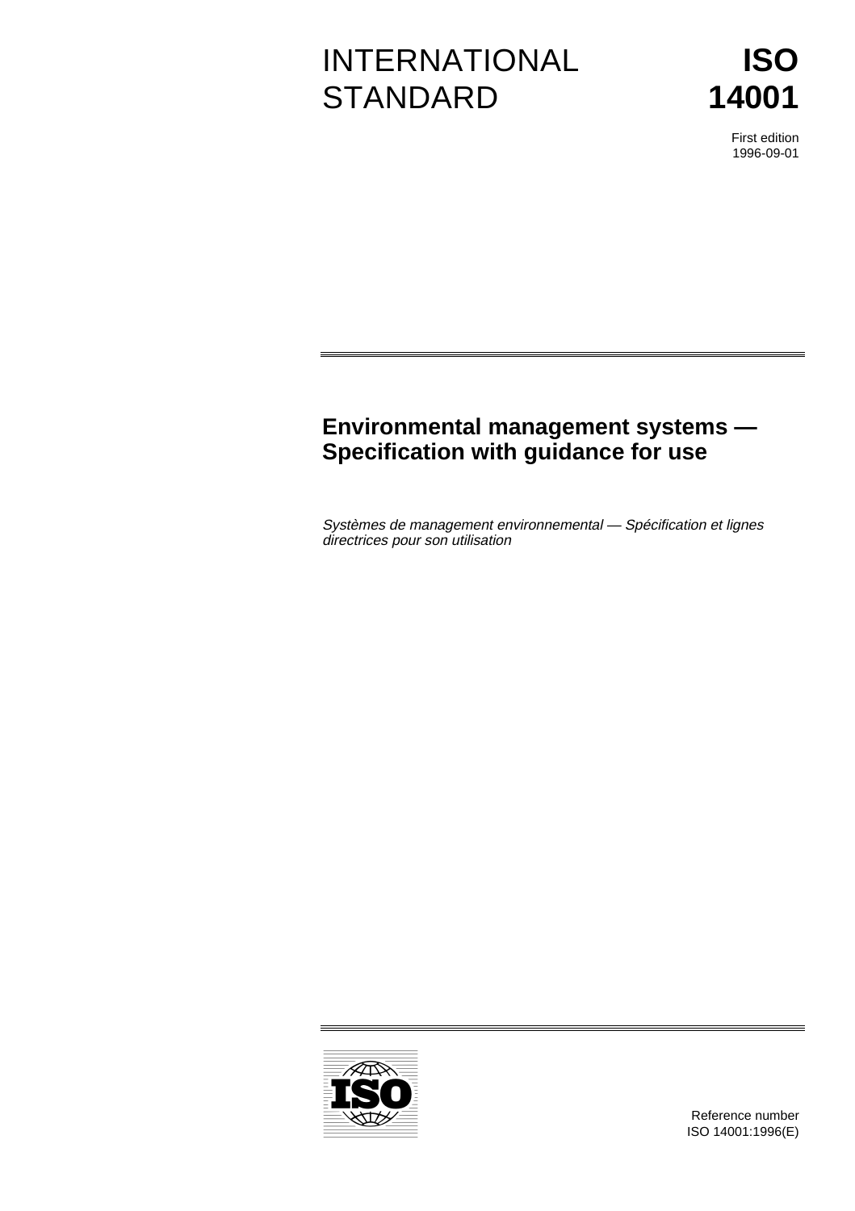# INTERNATIONAL STANDARD

# ISO 14001

First edition
1996-09-01

## Environmental management systems — Specification with guidance for use

*Systèmes de management environnemental — Spécification et lignes directrices pour son utilisation*

Reference number
ISO 14001:1996(E)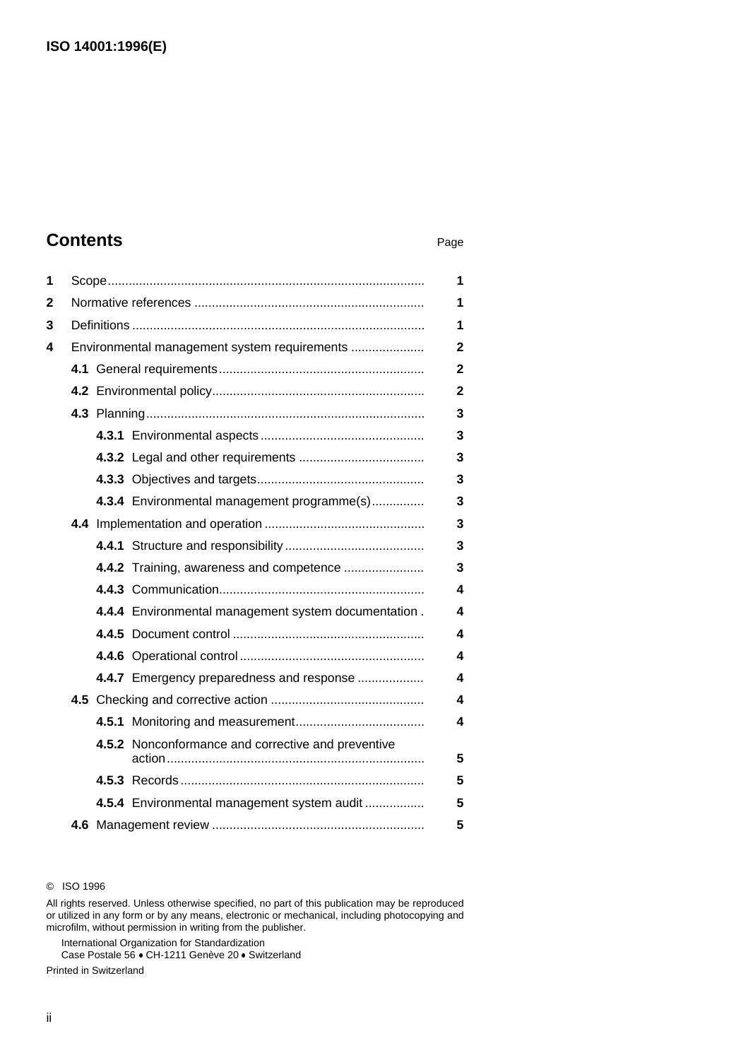## Contents

| | | Page |
|---|---|---|
| **1** | Scope | **1** |
| **2** | Normative references | **1** |
| **3** | Definitions | **1** |
| **4** | Environmental management system requirements | **2** |
| | **4.1** General requirements | **2** |
| | **4.2** Environmental policy | **2** |
| | **4.3** Planning | **3** |
| | **4.3.1** Environmental aspects | **3** |
| | **4.3.2** Legal and other requirements | **3** |
| | **4.3.3** Objectives and targets | **3** |
| | **4.3.4** Environmental management programme(s) | **3** |
| | **4.4** Implementation and operation | **3** |
| | **4.4.1** Structure and responsibility | **3** |
| | **4.4.2** Training, awareness and competence | **3** |
| | **4.4.3** Communication | **4** |
| | **4.4.4** Environmental management system documentation | **4** |
| | **4.4.5** Document control | **4** |
| | **4.4.6** Operational control | **4** |
| | **4.4.7** Emergency preparedness and response | **4** |
| | **4.5** Checking and corrective action | **4** |
| | **4.5.1** Monitoring and measurement | **4** |
| | **4.5.2** Nonconformance and corrective and preventive action | **5** |
| | **4.5.3** Records | **5** |
| | **4.5.4** Environmental management system audit | **5** |
| | **4.6** Management review | **5** |

© ISO 1996

All rights reserved. Unless otherwise specified, no part of this publication may be reproduced or utilized in any form or by any means, electronic or mechanical, including photocopying and microfilm, without permission in writing from the publisher.

International Organization for Standardization
Case Postale 56 • CH-1211 Genève 20 • Switzerland

Printed in Switzerland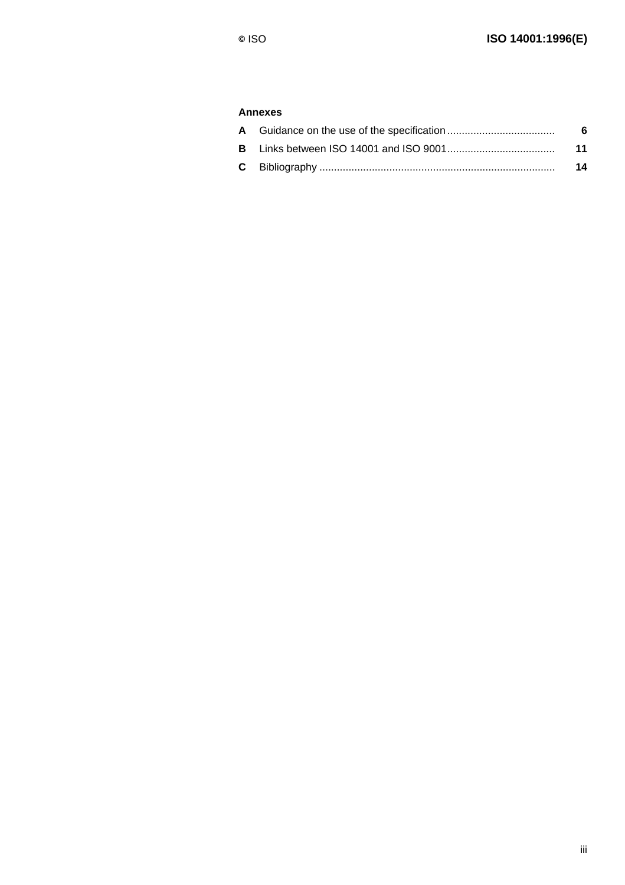**Annexes**

| | | |
|---|---|---|
| **A** | Guidance on the use of the specification | **6** |
| **B** | Links between ISO 14001 and ISO 9001 | **11** |
| **C** | Bibliography | **14** |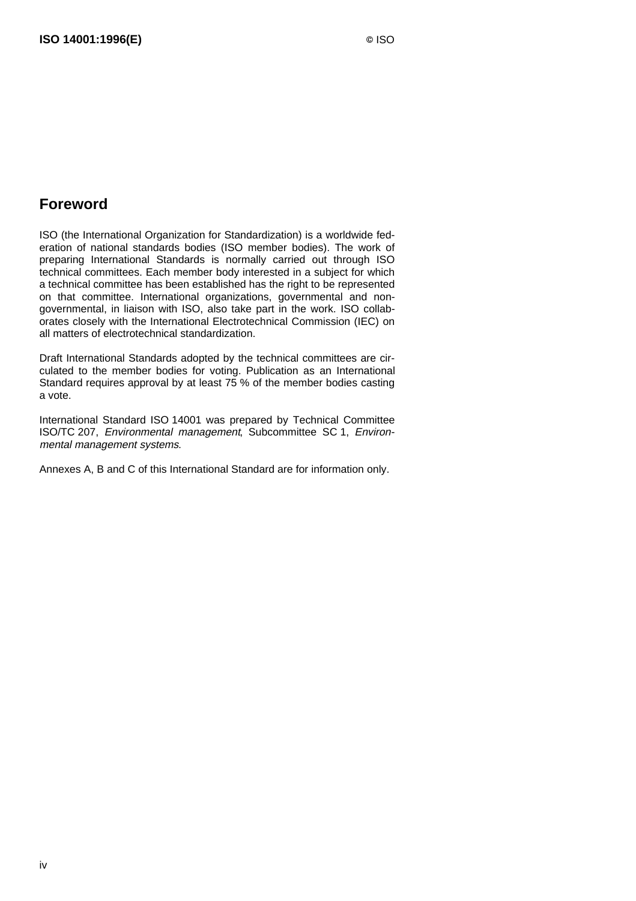## Foreword

ISO (the International Organization for Standardization) is a worldwide federation of national standards bodies (ISO member bodies). The work of preparing International Standards is normally carried out through ISO technical committees. Each member body interested in a subject for which a technical committee has been established has the right to be represented on that committee. International organizations, governmental and non-governmental, in liaison with ISO, also take part in the work. ISO collaborates closely with the International Electrotechnical Commission (IEC) on all matters of electrotechnical standardization.

Draft International Standards adopted by the technical committees are circulated to the member bodies for voting. Publication as an International Standard requires approval by at least 75 % of the member bodies casting a vote.

International Standard ISO 14001 was prepared by Technical Committee ISO/TC 207, *Environmental management*, Subcommittee SC 1, *Environmental management systems*.

Annexes A, B and C of this International Standard are for information only.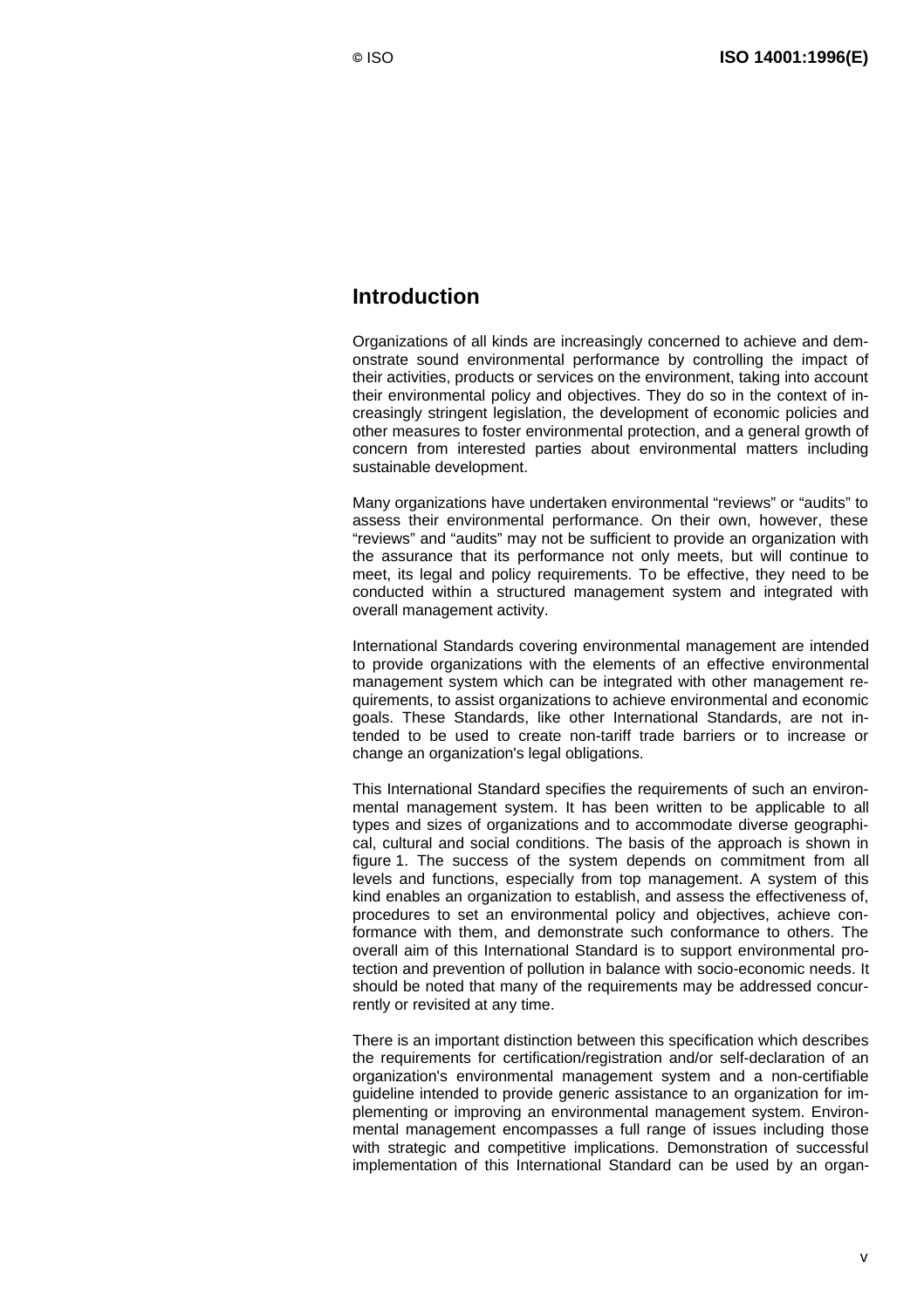## Introduction

Organizations of all kinds are increasingly concerned to achieve and demonstrate sound environmental performance by controlling the impact of their activities, products or services on the environment, taking into account their environmental policy and objectives. They do so in the context of increasingly stringent legislation, the development of economic policies and other measures to foster environmental protection, and a general growth of concern from interested parties about environmental matters including sustainable development.

Many organizations have undertaken environmental "reviews" or "audits" to assess their environmental performance. On their own, however, these "reviews" and "audits" may not be sufficient to provide an organization with the assurance that its performance not only meets, but will continue to meet, its legal and policy requirements. To be effective, they need to be conducted within a structured management system and integrated with overall management activity.

International Standards covering environmental management are intended to provide organizations with the elements of an effective environmental management system which can be integrated with other management requirements, to assist organizations to achieve environmental and economic goals. These Standards, like other International Standards, are not intended to be used to create non-tariff trade barriers or to increase or change an organization's legal obligations.

This International Standard specifies the requirements of such an environmental management system. It has been written to be applicable to all types and sizes of organizations and to accommodate diverse geographical, cultural and social conditions. The basis of the approach is shown in figure 1. The success of the system depends on commitment from all levels and functions, especially from top management. A system of this kind enables an organization to establish, and assess the effectiveness of, procedures to set an environmental policy and objectives, achieve conformance with them, and demonstrate such conformance to others. The overall aim of this International Standard is to support environmental protection and prevention of pollution in balance with socio-economic needs. It should be noted that many of the requirements may be addressed concurrently or revisited at any time.

There is an important distinction between this specification which describes the requirements for certification/registration and/or self-declaration of an organization's environmental management system and a non-certifiable guideline intended to provide generic assistance to an organization for implementing or improving an environmental management system. Environmental management encompasses a full range of issues including those with strategic and competitive implications. Demonstration of successful implementation of this International Standard can be used by an organ-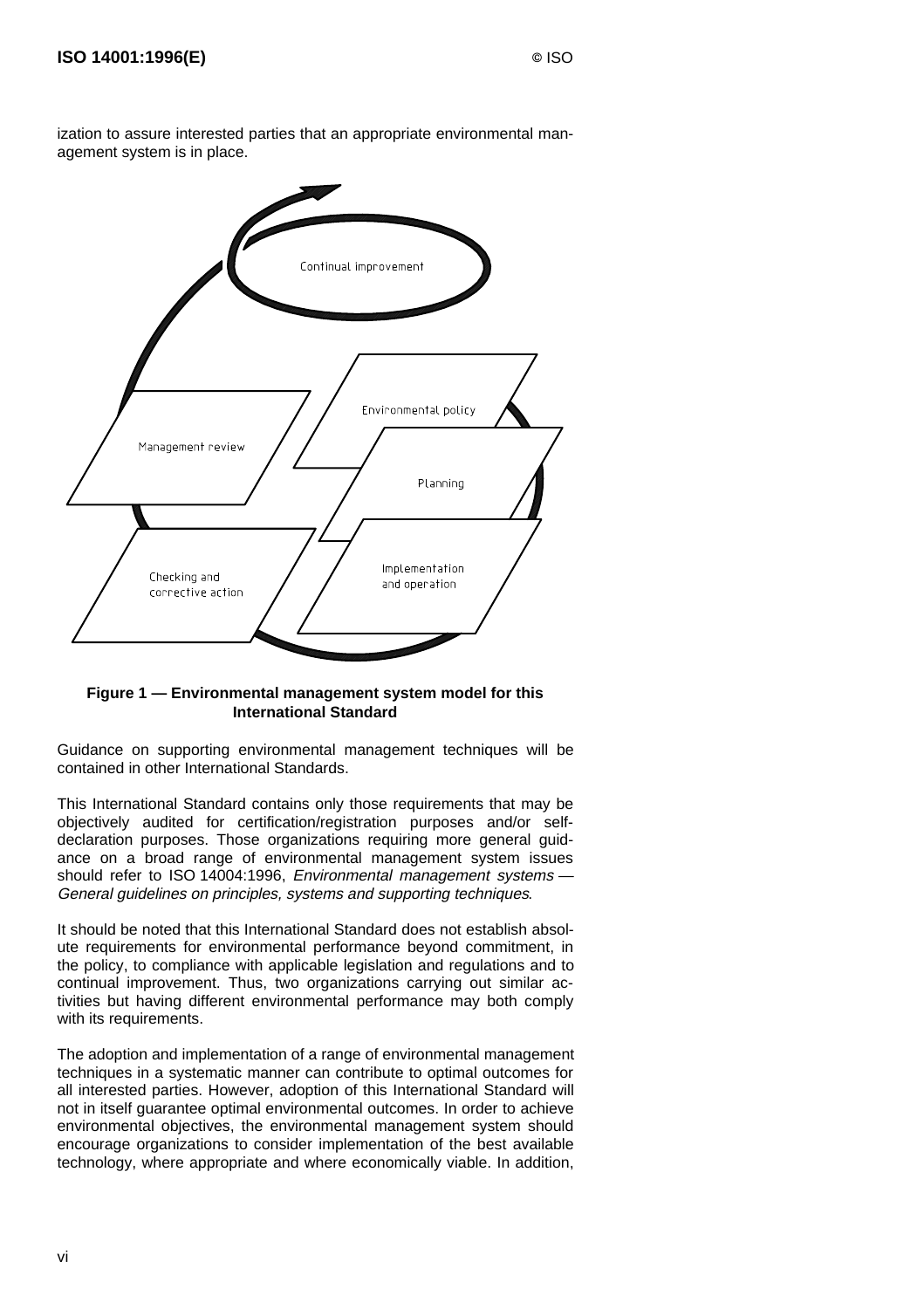ization to assure interested parties that an appropriate environmental management system is in place.

Continual improvement

Environmental policy

Management review

Planning

Implementation and operation

Checking and corrective action

**Figure 1 — Environmental management system model for this International Standard**

Guidance on supporting environmental management techniques will be contained in other International Standards.

This International Standard contains only those requirements that may be objectively audited for certification/registration purposes and/or self-declaration purposes. Those organizations requiring more general guidance on a broad range of environmental management system issues should refer to ISO 14004:1996, *Environmental management systems — General guidelines on principles, systems and supporting techniques*.

It should be noted that this International Standard does not establish absolute requirements for environmental performance beyond commitment, in the policy, to compliance with applicable legislation and regulations and to continual improvement. Thus, two organizations carrying out similar activities but having different environmental performance may both comply with its requirements.

The adoption and implementation of a range of environmental management techniques in a systematic manner can contribute to optimal outcomes for all interested parties. However, adoption of this International Standard will not in itself guarantee optimal environmental outcomes. In order to achieve environmental objectives, the environmental management system should encourage organizations to consider implementation of the best available technology, where appropriate and where economically viable. In addition,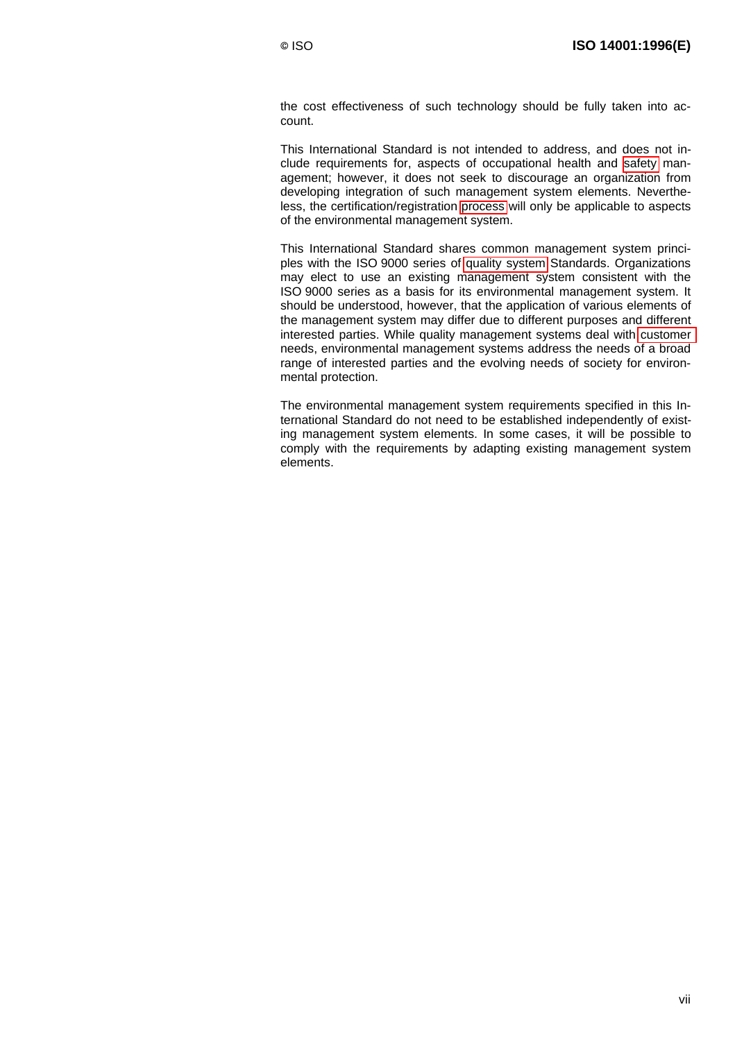the cost effectiveness of such technology should be fully taken into account.

This International Standard is not intended to address, and does not include requirements for, aspects of occupational health and safety management; however, it does not seek to discourage an organization from developing integration of such management system elements. Nevertheless, the certification/registration process will only be applicable to aspects of the environmental management system.

This International Standard shares common management system principles with the ISO 9000 series of quality system Standards. Organizations may elect to use an existing management system consistent with the ISO 9000 series as a basis for its environmental management system. It should be understood, however, that the application of various elements of the management system may differ due to different purposes and different interested parties. While quality management systems deal with customer needs, environmental management systems address the needs of a broad range of interested parties and the evolving needs of society for environmental protection.

The environmental management system requirements specified in this International Standard do not need to be established independently of existing management system elements. In some cases, it will be possible to comply with the requirements by adapting existing management system elements.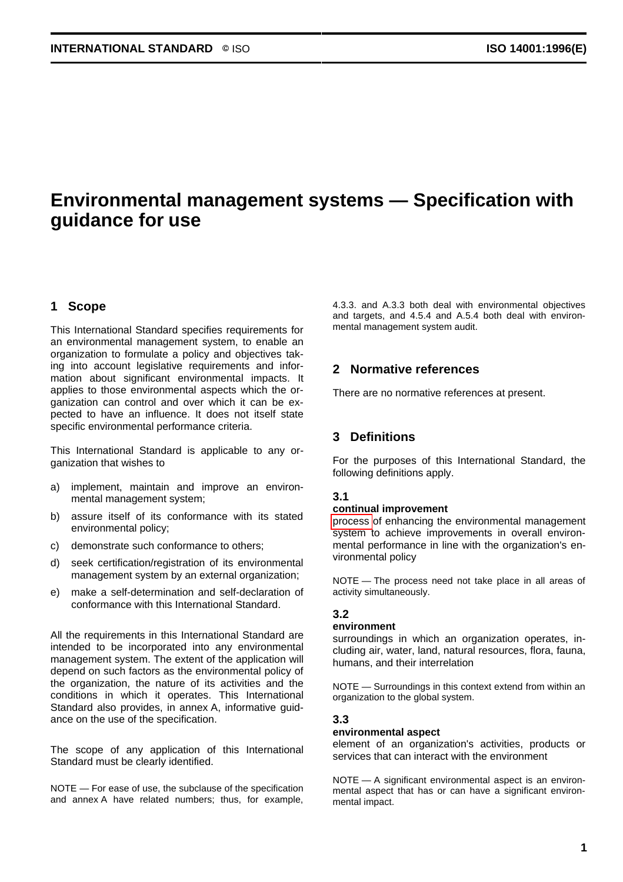# Environmental management systems — Specification with guidance for use

## 1 Scope

This International Standard specifies requirements for an environmental management system, to enable an organization to formulate a policy and objectives taking into account legislative requirements and information about significant environmental impacts. It applies to those environmental aspects which the organization can control and over which it can be expected to have an influence. It does not itself state specific environmental performance criteria.

This International Standard is applicable to any organization that wishes to

a) implement, maintain and improve an environmental management system;

b) assure itself of its conformance with its stated environmental policy;

c) demonstrate such conformance to others;

d) seek certification/registration of its environmental management system by an external organization;

e) make a self-determination and self-declaration of conformance with this International Standard.

All the requirements in this International Standard are intended to be incorporated into any environmental management system. The extent of the application will depend on such factors as the environmental policy of the organization, the nature of its activities and the conditions in which it operates. This International Standard also provides, in annex A, informative guidance on the use of the specification.

The scope of any application of this International Standard must be clearly identified.

NOTE — For ease of use, the subclause of the specification and annex A have related numbers; thus, for example, 4.3.3. and A.3.3 both deal with environmental objectives and targets, and 4.5.4 and A.5.4 both deal with environmental management system audit.

## 2 Normative references

There are no normative references at present.

## 3 Definitions

For the purposes of this International Standard, the following definitions apply.

### 3.1

**continual improvement**

process of enhancing the environmental management system to achieve improvements in overall environmental performance in line with the organization's environmental policy

NOTE — The process need not take place in all areas of activity simultaneously.

### 3.2

**environment**

surroundings in which an organization operates, including air, water, land, natural resources, flora, fauna, humans, and their interrelation

NOTE — Surroundings in this context extend from within an organization to the global system.

### 3.3

**environmental aspect**

element of an organization's activities, products or services that can interact with the environment

NOTE — A significant environmental aspect is an environmental aspect that has or can have a significant environmental impact.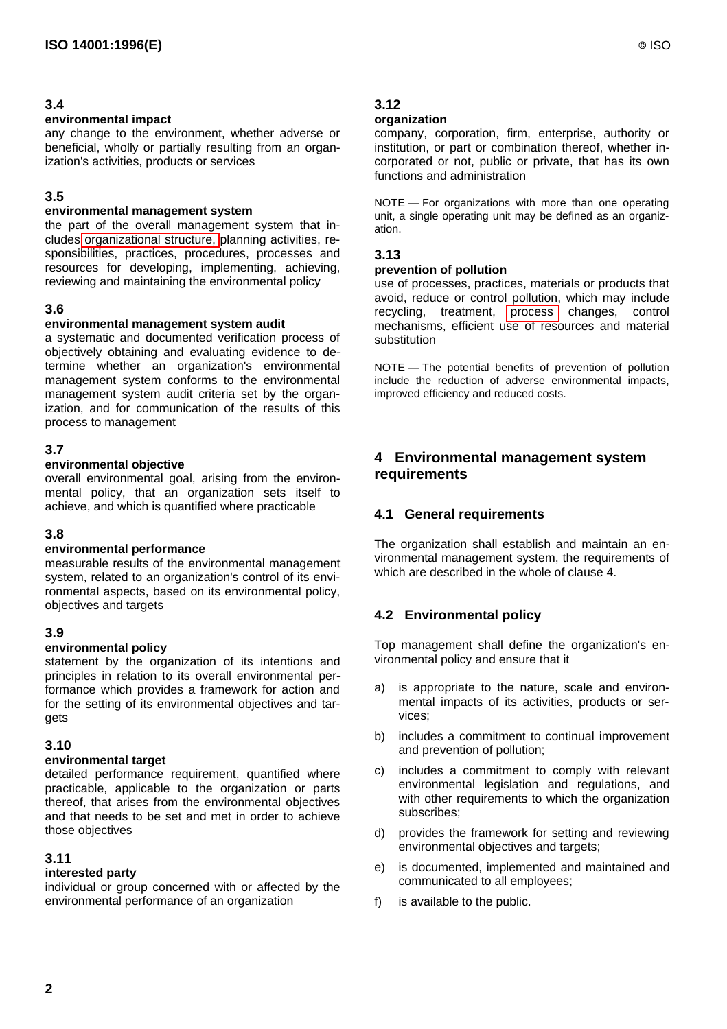### 3.4

**environmental impact**

any change to the environment, whether adverse or beneficial, wholly or partially resulting from an organization's activities, products or services

### 3.5

**environmental management system**

the part of the overall management system that includes organizational structure, planning activities, responsibilities, practices, procedures, processes and resources for developing, implementing, achieving, reviewing and maintaining the environmental policy

### 3.6

**environmental management system audit**

a systematic and documented verification process of objectively obtaining and evaluating evidence to determine whether an organization's environmental management system conforms to the environmental management system audit criteria set by the organization, and for communication of the results of this process to management

### 3.7

**environmental objective**

overall environmental goal, arising from the environmental policy, that an organization sets itself to achieve, and which is quantified where practicable

### 3.8

**environmental performance**

measurable results of the environmental management system, related to an organization's control of its environmental aspects, based on its environmental policy, objectives and targets

### 3.9

**environmental policy**

statement by the organization of its intentions and principles in relation to its overall environmental performance which provides a framework for action and for the setting of its environmental objectives and targets

### 3.10

**environmental target**

detailed performance requirement, quantified where practicable, applicable to the organization or parts thereof, that arises from the environmental objectives and that needs to be set and met in order to achieve those objectives

### 3.11

**interested party**

individual or group concerned with or affected by the environmental performance of an organization

### 3.12

**organization**

company, corporation, firm, enterprise, authority or institution, or part or combination thereof, whether incorporated or not, public or private, that has its own functions and administration

NOTE — For organizations with more than one operating unit, a single operating unit may be defined as an organization.

### 3.13

**prevention of pollution**

use of processes, practices, materials or products that avoid, reduce or control pollution, which may include recycling, treatment, process changes, control mechanisms, efficient use of resources and material substitution

NOTE — The potential benefits of prevention of pollution include the reduction of adverse environmental impacts, improved efficiency and reduced costs.

# 4 Environmental management system requirements

## 4.1 General requirements

The organization shall establish and maintain an environmental management system, the requirements of which are described in the whole of clause 4.

## 4.2 Environmental policy

Top management shall define the organization's environmental policy and ensure that it

a) is appropriate to the nature, scale and environmental impacts of its activities, products or services;

b) includes a commitment to continual improvement and prevention of pollution;

c) includes a commitment to comply with relevant environmental legislation and regulations, and with other requirements to which the organization subscribes;

d) provides the framework for setting and reviewing environmental objectives and targets;

e) is documented, implemented and maintained and communicated to all employees;

f) is available to the public.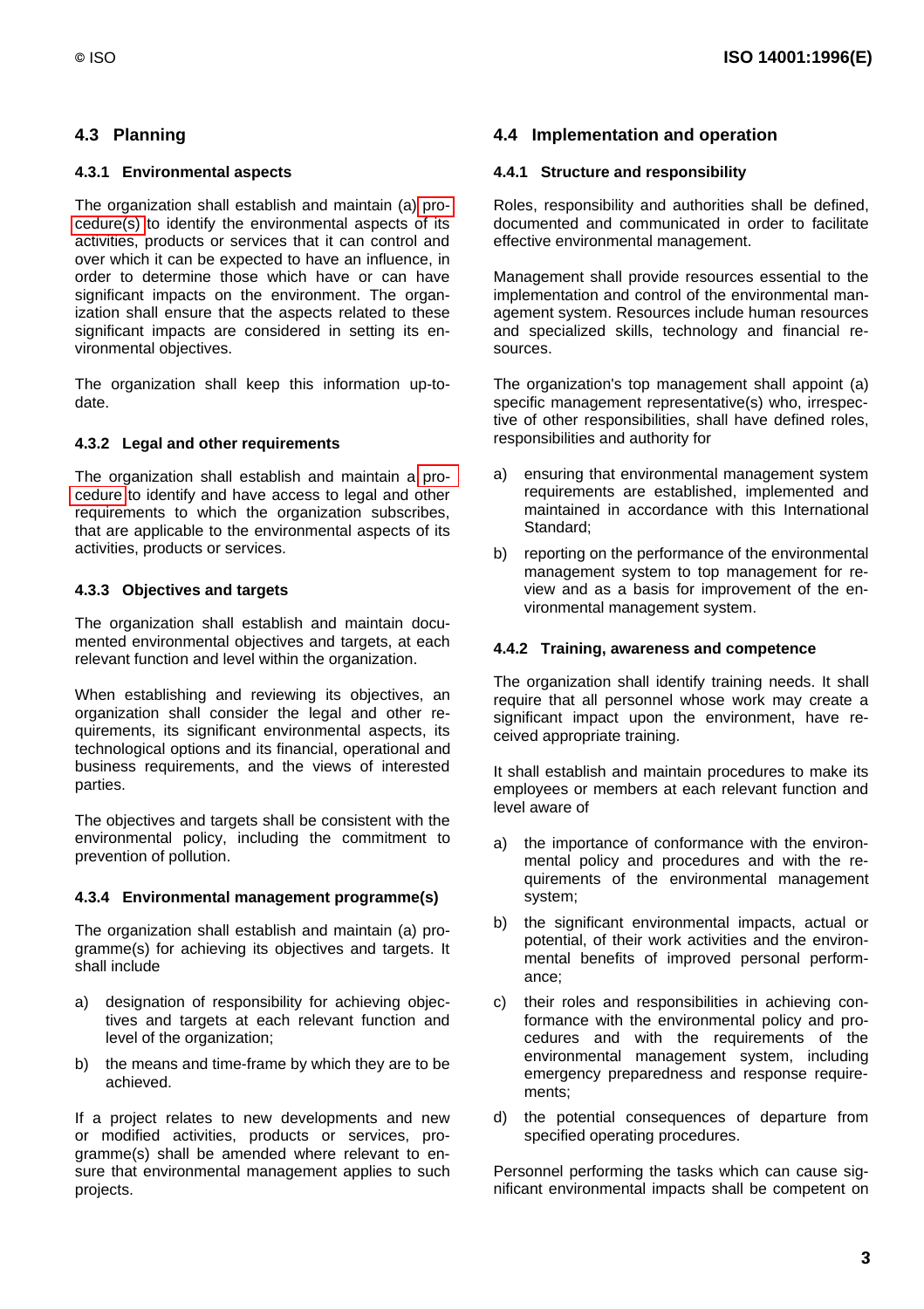## 4.3 Planning

### 4.3.1 Environmental aspects

The organization shall establish and maintain (a) procedure(s) to identify the environmental aspects of its activities, products or services that it can control and over which it can be expected to have an influence, in order to determine those which have or can have significant impacts on the environment. The organization shall ensure that the aspects related to these significant impacts are considered in setting its environmental objectives.

The organization shall keep this information up-to-date.

### 4.3.2 Legal and other requirements

The organization shall establish and maintain a procedure to identify and have access to legal and other requirements to which the organization subscribes, that are applicable to the environmental aspects of its activities, products or services.

### 4.3.3 Objectives and targets

The organization shall establish and maintain documented environmental objectives and targets, at each relevant function and level within the organization.

When establishing and reviewing its objectives, an organization shall consider the legal and other requirements, its significant environmental aspects, its technological options and its financial, operational and business requirements, and the views of interested parties.

The objectives and targets shall be consistent with the environmental policy, including the commitment to prevention of pollution.

### 4.3.4 Environmental management programme(s)

The organization shall establish and maintain (a) programme(s) for achieving its objectives and targets. It shall include

a) designation of responsibility for achieving objectives and targets at each relevant function and level of the organization;

b) the means and time-frame by which they are to be achieved.

If a project relates to new developments and new or modified activities, products or services, programme(s) shall be amended where relevant to ensure that environmental management applies to such projects.

## 4.4 Implementation and operation

### 4.4.1 Structure and responsibility

Roles, responsibility and authorities shall be defined, documented and communicated in order to facilitate effective environmental management.

Management shall provide resources essential to the implementation and control of the environmental management system. Resources include human resources and specialized skills, technology and financial resources.

The organization's top management shall appoint (a) specific management representative(s) who, irrespective of other responsibilities, shall have defined roles, responsibilities and authority for

a) ensuring that environmental management system requirements are established, implemented and maintained in accordance with this International Standard;

b) reporting on the performance of the environmental management system to top management for review and as a basis for improvement of the environmental management system.

### 4.4.2 Training, awareness and competence

The organization shall identify training needs. It shall require that all personnel whose work may create a significant impact upon the environment, have received appropriate training.

It shall establish and maintain procedures to make its employees or members at each relevant function and level aware of

a) the importance of conformance with the environmental policy and procedures and with the requirements of the environmental management system;

b) the significant environmental impacts, actual or potential, of their work activities and the environmental benefits of improved personal performance;

c) their roles and responsibilities in achieving conformance with the environmental policy and procedures and with the requirements of the environmental management system, including emergency preparedness and response requirements;

d) the potential consequences of departure from specified operating procedures.

Personnel performing the tasks which can cause significant environmental impacts shall be competent on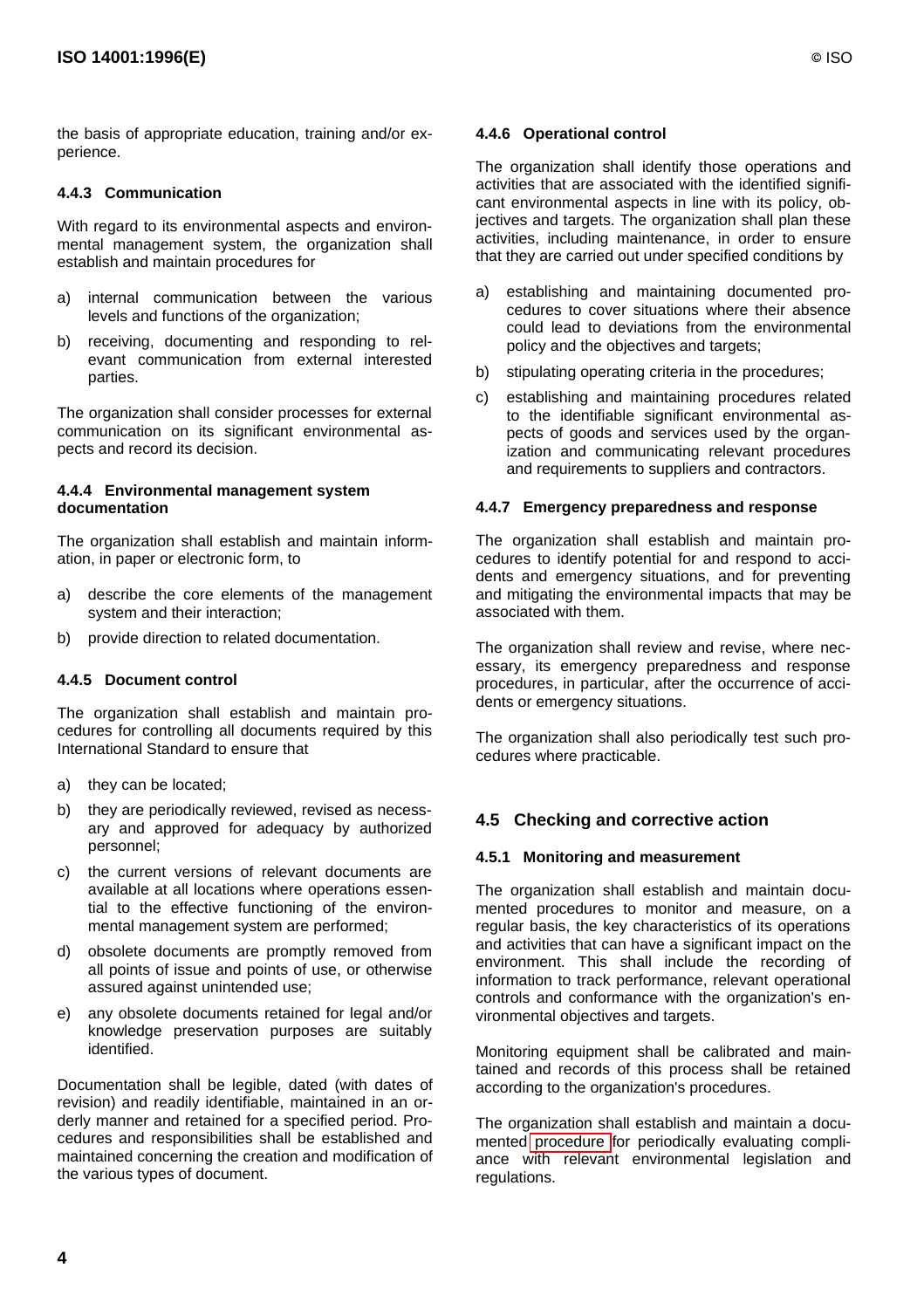the basis of appropriate education, training and/or experience.

#### 4.4.3 Communication

With regard to its environmental aspects and environmental management system, the organization shall establish and maintain procedures for

a) internal communication between the various levels and functions of the organization;

b) receiving, documenting and responding to relevant communication from external interested parties.

The organization shall consider processes for external communication on its significant environmental aspects and record its decision.

#### 4.4.4 Environmental management system documentation

The organization shall establish and maintain information, in paper or electronic form, to

a) describe the core elements of the management system and their interaction;

b) provide direction to related documentation.

#### 4.4.5 Document control

The organization shall establish and maintain procedures for controlling all documents required by this International Standard to ensure that

a) they can be located;

b) they are periodically reviewed, revised as necessary and approved for adequacy by authorized personnel;

c) the current versions of relevant documents are available at all locations where operations essential to the effective functioning of the environmental management system are performed;

d) obsolete documents are promptly removed from all points of issue and points of use, or otherwise assured against unintended use;

e) any obsolete documents retained for legal and/or knowledge preservation purposes are suitably identified.

Documentation shall be legible, dated (with dates of revision) and readily identifiable, maintained in an orderly manner and retained for a specified period. Procedures and responsibilities shall be established and maintained concerning the creation and modification of the various types of document.

#### 4.4.6 Operational control

The organization shall identify those operations and activities that are associated with the identified significant environmental aspects in line with its policy, objectives and targets. The organization shall plan these activities, including maintenance, in order to ensure that they are carried out under specified conditions by

a) establishing and maintaining documented procedures to cover situations where their absence could lead to deviations from the environmental policy and the objectives and targets;

b) stipulating operating criteria in the procedures;

c) establishing and maintaining procedures related to the identifiable significant environmental aspects of goods and services used by the organization and communicating relevant procedures and requirements to suppliers and contractors.

#### 4.4.7 Emergency preparedness and response

The organization shall establish and maintain procedures to identify potential for and respond to accidents and emergency situations, and for preventing and mitigating the environmental impacts that may be associated with them.

The organization shall review and revise, where necessary, its emergency preparedness and response procedures, in particular, after the occurrence of accidents or emergency situations.

The organization shall also periodically test such procedures where practicable.

### 4.5 Checking and corrective action

#### 4.5.1 Monitoring and measurement

The organization shall establish and maintain documented procedures to monitor and measure, on a regular basis, the key characteristics of its operations and activities that can have a significant impact on the environment. This shall include the recording of information to track performance, relevant operational controls and conformance with the organization's environmental objectives and targets.

Monitoring equipment shall be calibrated and maintained and records of this process shall be retained according to the organization's procedures.

The organization shall establish and maintain a documented procedure for periodically evaluating compliance with relevant environmental legislation and regulations.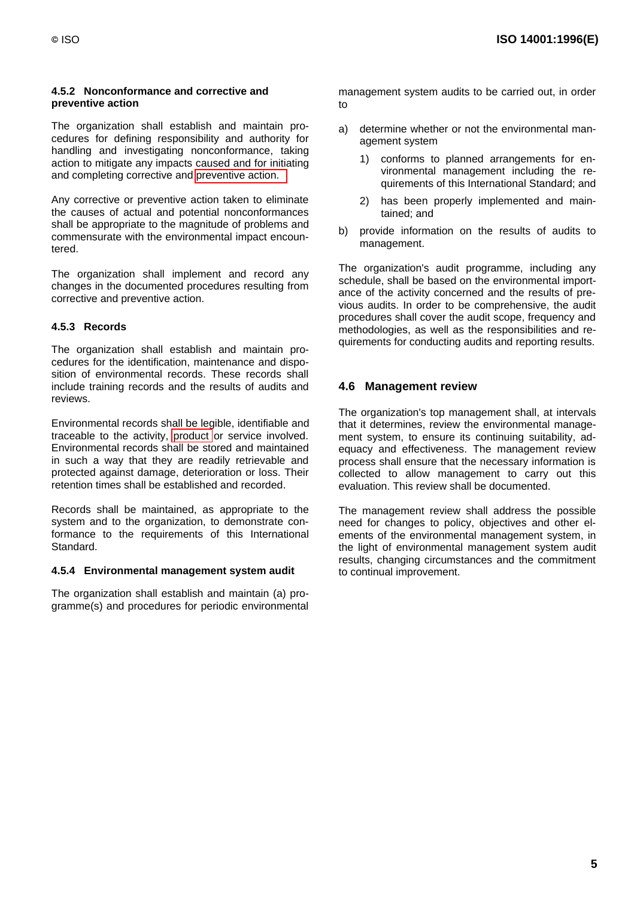### 4.5.2 Nonconformance and corrective and preventive action

The organization shall establish and maintain procedures for defining responsibility and authority for handling and investigating nonconformance, taking action to mitigate any impacts caused and for initiating and completing corrective and preventive action.

Any corrective or preventive action taken to eliminate the causes of actual and potential nonconformances shall be appropriate to the magnitude of problems and commensurate with the environmental impact encountered.

The organization shall implement and record any changes in the documented procedures resulting from corrective and preventive action.

### 4.5.3 Records

The organization shall establish and maintain procedures for the identification, maintenance and disposition of environmental records. These records shall include training records and the results of audits and reviews.

Environmental records shall be legible, identifiable and traceable to the activity, product or service involved. Environmental records shall be stored and maintained in such a way that they are readily retrievable and protected against damage, deterioration or loss. Their retention times shall be established and recorded.

Records shall be maintained, as appropriate to the system and to the organization, to demonstrate conformance to the requirements of this International Standard.

### 4.5.4 Environmental management system audit

The organization shall establish and maintain (a) programme(s) and procedures for periodic environmental management system audits to be carried out, in order to

a) determine whether or not the environmental management system

   1) conforms to planned arrangements for environmental management including the requirements of this International Standard; and

   2) has been properly implemented and maintained; and

b) provide information on the results of audits to management.

The organization's audit programme, including any schedule, shall be based on the environmental importance of the activity concerned and the results of previous audits. In order to be comprehensive, the audit procedures shall cover the audit scope, frequency and methodologies, as well as the responsibilities and requirements for conducting audits and reporting results.

## 4.6 Management review

The organization's top management shall, at intervals that it determines, review the environmental management system, to ensure its continuing suitability, adequacy and effectiveness. The management review process shall ensure that the necessary information is collected to allow management to carry out this evaluation. This review shall be documented.

The management review shall address the possible need for changes to policy, objectives and other elements of the environmental management system, in the light of environmental management system audit results, changing circumstances and the commitment to continual improvement.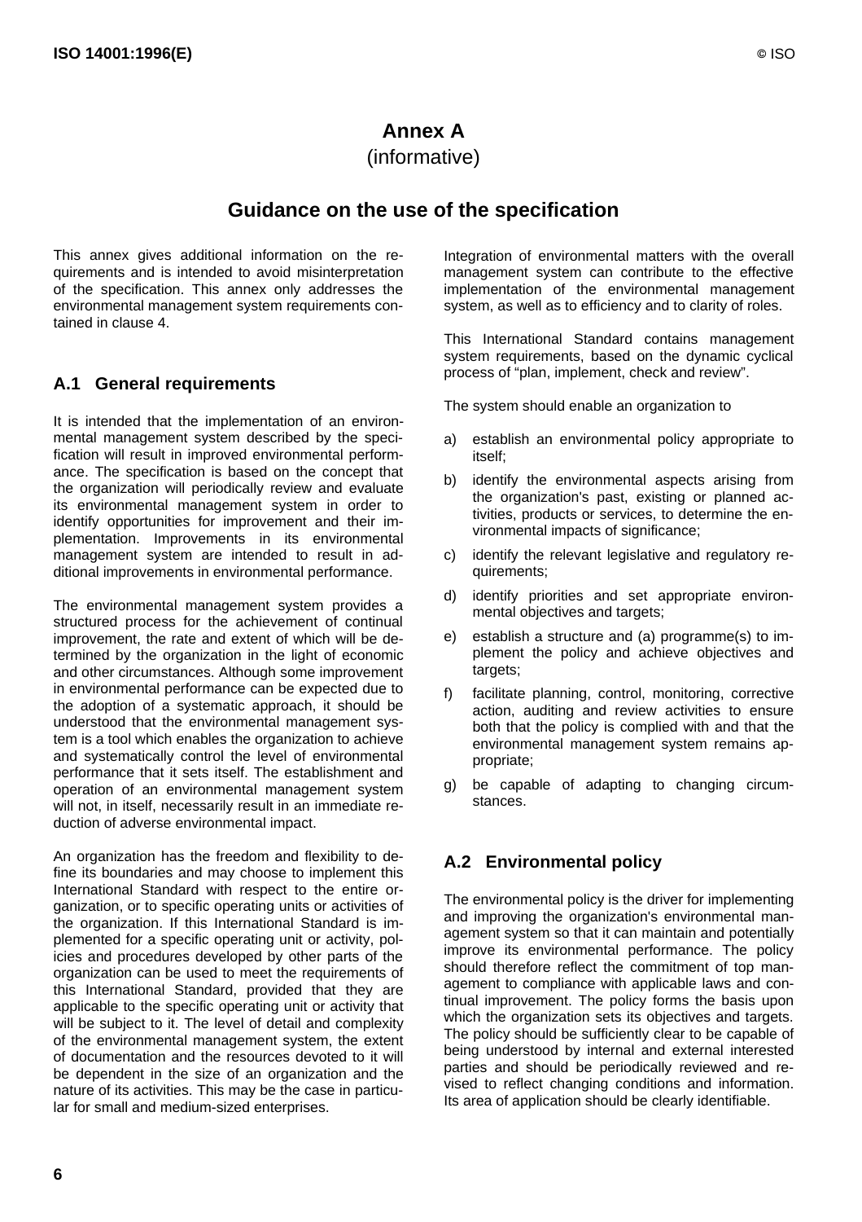# Annex A
(informative)

# Guidance on the use of the specification

This annex gives additional information on the requirements and is intended to avoid misinterpretation of the specification. This annex only addresses the environmental management system requirements contained in clause 4.

## A.1 General requirements

It is intended that the implementation of an environmental management system described by the specification will result in improved environmental performance. The specification is based on the concept that the organization will periodically review and evaluate its environmental management system in order to identify opportunities for improvement and their implementation. Improvements in its environmental management system are intended to result in additional improvements in environmental performance.

The environmental management system provides a structured process for the achievement of continual improvement, the rate and extent of which will be determined by the organization in the light of economic and other circumstances. Although some improvement in environmental performance can be expected due to the adoption of a systematic approach, it should be understood that the environmental management system is a tool which enables the organization to achieve and systematically control the level of environmental performance that it sets itself. The establishment and operation of an environmental management system will not, in itself, necessarily result in an immediate reduction of adverse environmental impact.

An organization has the freedom and flexibility to define its boundaries and may choose to implement this International Standard with respect to the entire organization, or to specific operating units or activities of the organization. If this International Standard is implemented for a specific operating unit or activity, policies and procedures developed by other parts of the organization can be used to meet the requirements of this International Standard, provided that they are applicable to the specific operating unit or activity that will be subject to it. The level of detail and complexity of the environmental management system, the extent of documentation and the resources devoted to it will be dependent in the size of an organization and the nature of its activities. This may be the case in particular for small and medium-sized enterprises.

Integration of environmental matters with the overall management system can contribute to the effective implementation of the environmental management system, as well as to efficiency and to clarity of roles.

This International Standard contains management system requirements, based on the dynamic cyclical process of "plan, implement, check and review".

The system should enable an organization to

a) establish an environmental policy appropriate to itself;

b) identify the environmental aspects arising from the organization's past, existing or planned activities, products or services, to determine the environmental impacts of significance;

c) identify the relevant legislative and regulatory requirements;

d) identify priorities and set appropriate environmental objectives and targets;

e) establish a structure and (a) programme(s) to implement the policy and achieve objectives and targets;

f) facilitate planning, control, monitoring, corrective action, auditing and review activities to ensure both that the policy is complied with and that the environmental management system remains appropriate;

g) be capable of adapting to changing circumstances.

## A.2 Environmental policy

The environmental policy is the driver for implementing and improving the organization's environmental management system so that it can maintain and potentially improve its environmental performance. The policy should therefore reflect the commitment of top management to compliance with applicable laws and continual improvement. The policy forms the basis upon which the organization sets its objectives and targets. The policy should be sufficiently clear to be capable of being understood by internal and external interested parties and should be periodically reviewed and revised to reflect changing conditions and information. Its area of application should be clearly identifiable.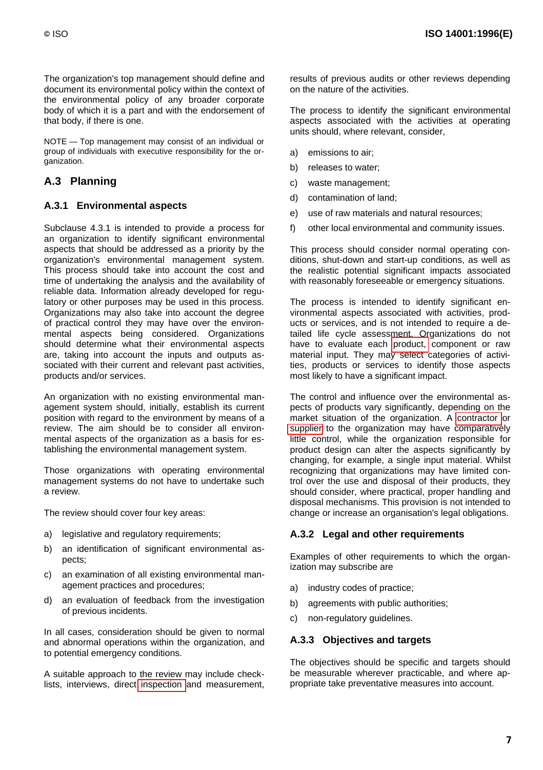The organization's top management should define and document its environmental policy within the context of the environmental policy of any broader corporate body of which it is a part and with the endorsement of that body, if there is one.

NOTE — Top management may consist of an individual or group of individuals with executive responsibility for the organization.

## A.3 Planning

### A.3.1 Environmental aspects

Subclause 4.3.1 is intended to provide a process for an organization to identify significant environmental aspects that should be addressed as a priority by the organization's environmental management system. This process should take into account the cost and time of undertaking the analysis and the availability of reliable data. Information already developed for regulatory or other purposes may be used in this process. Organizations may also take into account the degree of practical control they may have over the environmental aspects being considered. Organizations should determine what their environmental aspects are, taking into account the inputs and outputs associated with their current and relevant past activities, products and/or services.

An organization with no existing environmental management system should, initially, establish its current position with regard to the environment by means of a review. The aim should be to consider all environmental aspects of the organization as a basis for establishing the environmental management system.

Those organizations with operating environmental management systems do not have to undertake such a review.

The review should cover four key areas:

a) legislative and regulatory requirements;

b) an identification of significant environmental aspects;

c) an examination of all existing environmental management practices and procedures;

d) an evaluation of feedback from the investigation of previous incidents.

In all cases, consideration should be given to normal and abnormal operations within the organization, and to potential emergency conditions.

A suitable approach to the review may include checklists, interviews, direct inspection and measurement, results of previous audits or other reviews depending on the nature of the activities.

The process to identify the significant environmental aspects associated with the activities at operating units should, where relevant, consider,

a) emissions to air;

b) releases to water;

c) waste management;

d) contamination of land;

e) use of raw materials and natural resources;

f) other local environmental and community issues.

This process should consider normal operating conditions, shut-down and start-up conditions, as well as the realistic potential significant impacts associated with reasonably foreseeable or emergency situations.

The process is intended to identify significant environmental aspects associated with activities, products or services, and is not intended to require a detailed life cycle assessment. Organizations do not have to evaluate each product, component or raw material input. They may select categories of activities, products or services to identify those aspects most likely to have a significant impact.

The control and influence over the environmental aspects of products vary significantly, depending on the market situation of the organization. A contractor or supplier to the organization may have comparatively little control, while the organization responsible for product design can alter the aspects significantly by changing, for example, a single input material. Whilst recognizing that organizations may have limited control over the use and disposal of their products, they should consider, where practical, proper handling and disposal mechanisms. This provision is not intended to change or increase an organisation's legal obligations.

### A.3.2 Legal and other requirements

Examples of other requirements to which the organization may subscribe are

a) industry codes of practice;

b) agreements with public authorities;

c) non-regulatory guidelines.

### A.3.3 Objectives and targets

The objectives should be specific and targets should be measurable wherever practicable, and where appropriate take preventative measures into account.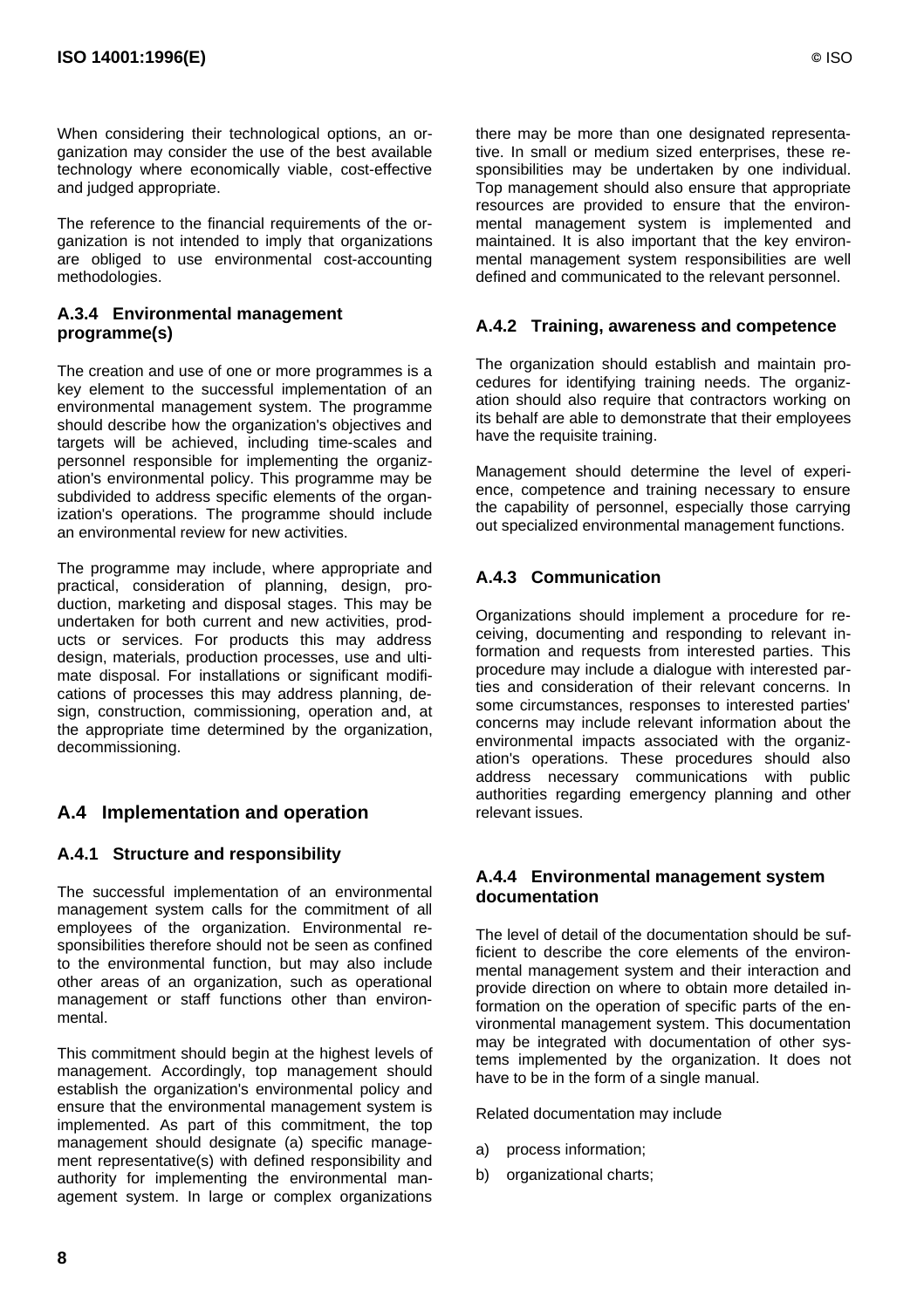When considering their technological options, an organization may consider the use of the best available technology where economically viable, cost-effective and judged appropriate.

The reference to the financial requirements of the organization is not intended to imply that organizations are obliged to use environmental cost-accounting methodologies.

### A.3.4 Environmental management programme(s)

The creation and use of one or more programmes is a key element to the successful implementation of an environmental management system. The programme should describe how the organization's objectives and targets will be achieved, including time-scales and personnel responsible for implementing the organization's environmental policy. This programme may be subdivided to address specific elements of the organization's operations. The programme should include an environmental review for new activities.

The programme may include, where appropriate and practical, consideration of planning, design, production, marketing and disposal stages. This may be undertaken for both current and new activities, products or services. For products this may address design, materials, production processes, use and ultimate disposal. For installations or significant modifications of processes this may address planning, design, construction, commissioning, operation and, at the appropriate time determined by the organization, decommissioning.

## A.4 Implementation and operation

### A.4.1 Structure and responsibility

The successful implementation of an environmental management system calls for the commitment of all employees of the organization. Environmental responsibilities therefore should not be seen as confined to the environmental function, but may also include other areas of an organization, such as operational management or staff functions other than environmental.

This commitment should begin at the highest levels of management. Accordingly, top management should establish the organization's environmental policy and ensure that the environmental management system is implemented. As part of this commitment, the top management should designate (a) specific management representative(s) with defined responsibility and authority for implementing the environmental management system. In large or complex organizations there may be more than one designated representative. In small or medium sized enterprises, these responsibilities may be undertaken by one individual. Top management should also ensure that appropriate resources are provided to ensure that the environmental management system is implemented and maintained. It is also important that the key environmental management system responsibilities are well defined and communicated to the relevant personnel.

### A.4.2 Training, awareness and competence

The organization should establish and maintain procedures for identifying training needs. The organization should also require that contractors working on its behalf are able to demonstrate that their employees have the requisite training.

Management should determine the level of experience, competence and training necessary to ensure the capability of personnel, especially those carrying out specialized environmental management functions.

### A.4.3 Communication

Organizations should implement a procedure for receiving, documenting and responding to relevant information and requests from interested parties. This procedure may include a dialogue with interested parties and consideration of their relevant concerns. In some circumstances, responses to interested parties' concerns may include relevant information about the environmental impacts associated with the organization's operations. These procedures should also address necessary communications with public authorities regarding emergency planning and other relevant issues.

### A.4.4 Environmental management system documentation

The level of detail of the documentation should be sufficient to describe the core elements of the environmental management system and their interaction and provide direction on where to obtain more detailed information on the operation of specific parts of the environmental management system. This documentation may be integrated with documentation of other systems implemented by the organization. It does not have to be in the form of a single manual.

Related documentation may include

a) process information;

b) organizational charts;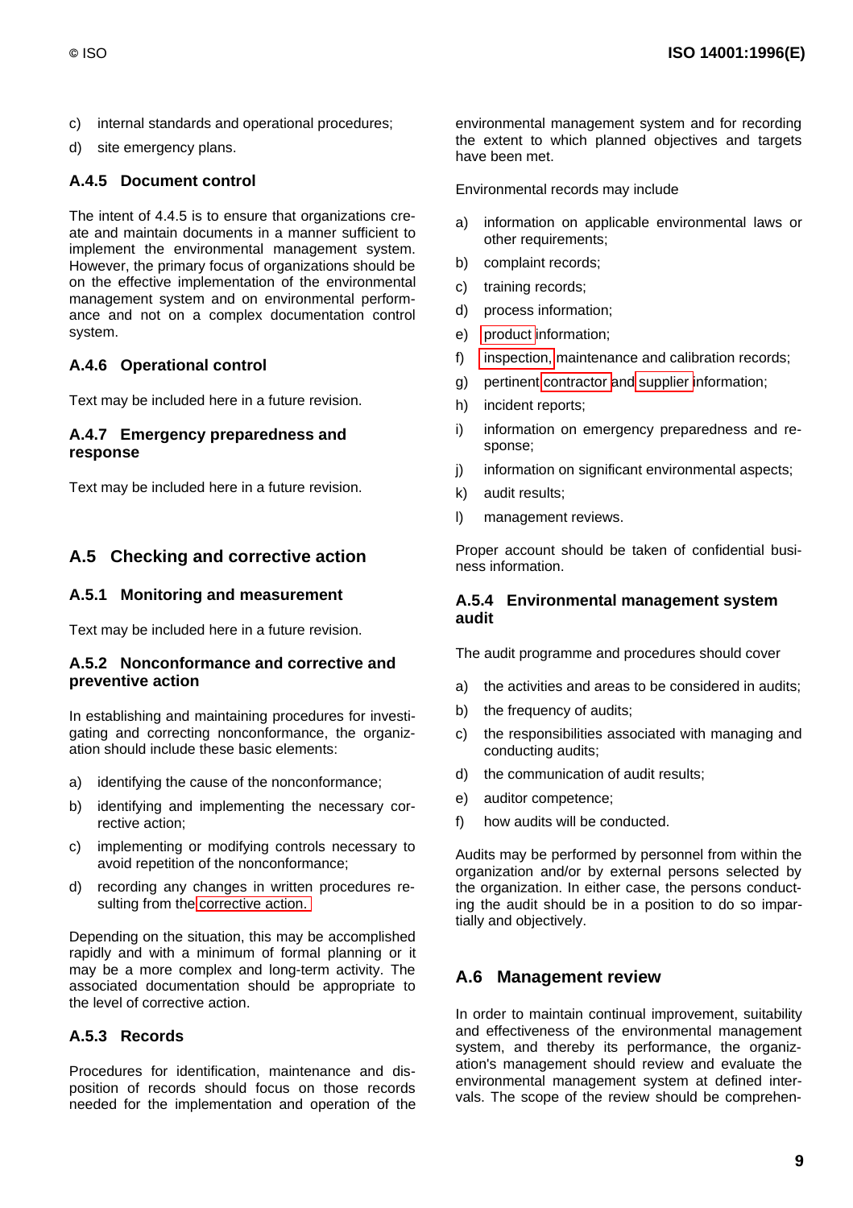c) internal standards and operational procedures;

d) site emergency plans.

### A.4.5 Document control

The intent of 4.4.5 is to ensure that organizations create and maintain documents in a manner sufficient to implement the environmental management system. However, the primary focus of organizations should be on the effective implementation of the environmental management system and on environmental performance and not on a complex documentation control system.

### A.4.6 Operational control

Text may be included here in a future revision.

### A.4.7 Emergency preparedness and response

Text may be included here in a future revision.

## A.5 Checking and corrective action

### A.5.1 Monitoring and measurement

Text may be included here in a future revision.

### A.5.2 Nonconformance and corrective and preventive action

In establishing and maintaining procedures for investigating and correcting nonconformance, the organization should include these basic elements:

a) identifying the cause of the nonconformance;

b) identifying and implementing the necessary corrective action;

c) implementing or modifying controls necessary to avoid repetition of the nonconformance;

d) recording any changes in written procedures resulting from the corrective action.

Depending on the situation, this may be accomplished rapidly and with a minimum of formal planning or it may be a more complex and long-term activity. The associated documentation should be appropriate to the level of corrective action.

### A.5.3 Records

Procedures for identification, maintenance and disposition of records should focus on those records needed for the implementation and operation of the environmental management system and for recording the extent to which planned objectives and targets have been met.

Environmental records may include

a) information on applicable environmental laws or other requirements;

b) complaint records;

c) training records;

d) process information;

e) product information;

f) inspection, maintenance and calibration records;

g) pertinent contractor and supplier information;

h) incident reports;

i) information on emergency preparedness and response;

j) information on significant environmental aspects;

k) audit results;

l) management reviews.

Proper account should be taken of confidential business information.

### A.5.4 Environmental management system audit

The audit programme and procedures should cover

a) the activities and areas to be considered in audits;

b) the frequency of audits;

c) the responsibilities associated with managing and conducting audits;

d) the communication of audit results;

e) auditor competence;

f) how audits will be conducted.

Audits may be performed by personnel from within the organization and/or by external persons selected by the organization. In either case, the persons conducting the audit should be in a position to do so impartially and objectively.

## A.6 Management review

In order to maintain continual improvement, suitability and effectiveness of the environmental management system, and thereby its performance, the organization's management should review and evaluate the environmental management system at defined intervals. The scope of the review should be comprehen-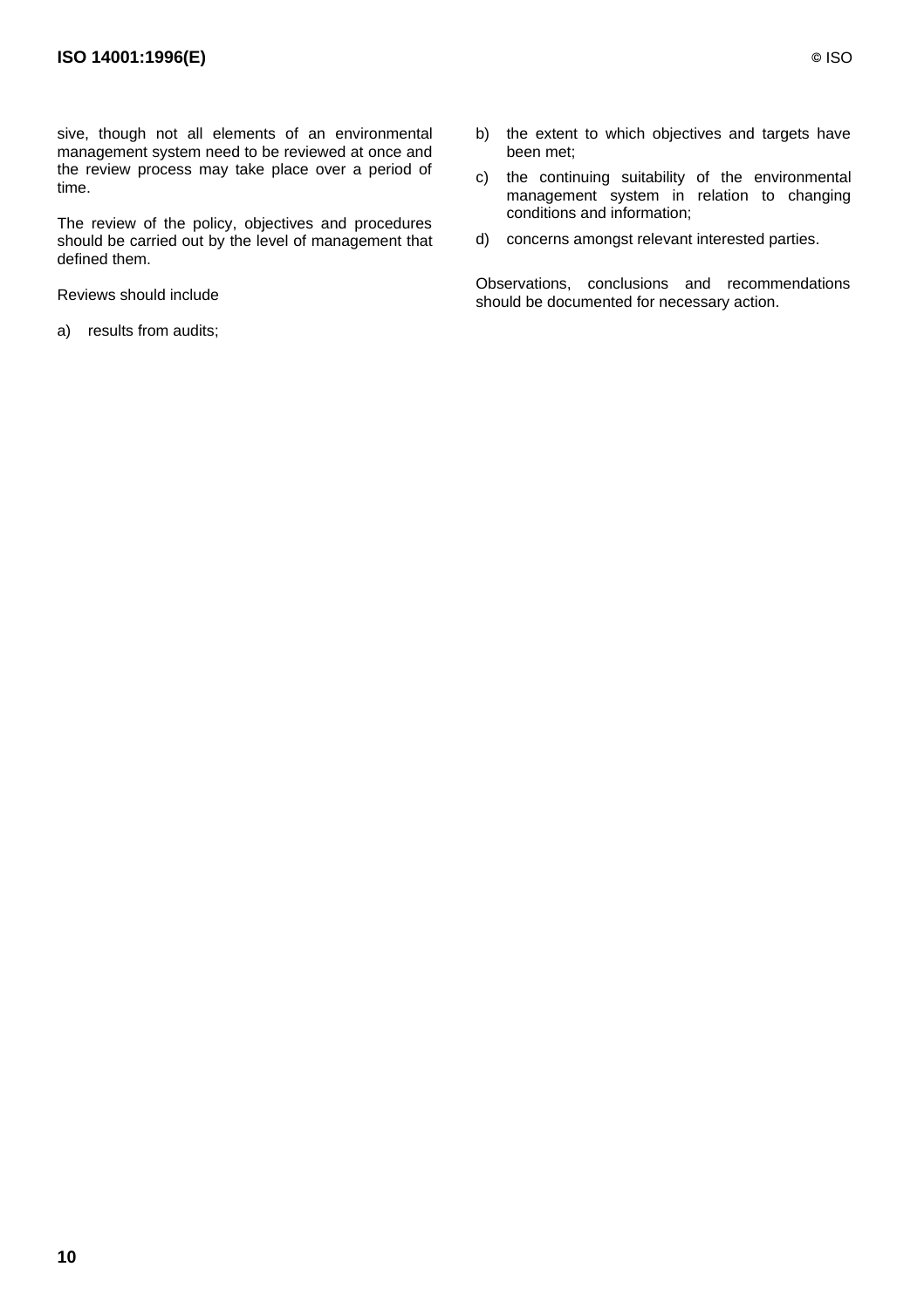sive, though not all elements of an environmental management system need to be reviewed at once and the review process may take place over a period of time.

The review of the policy, objectives and procedures should be carried out by the level of management that defined them.

Reviews should include

a) results from audits;

b) the extent to which objectives and targets have been met;

c) the continuing suitability of the environmental management system in relation to changing conditions and information;

d) concerns amongst relevant interested parties.

Observations, conclusions and recommendations should be documented for necessary action.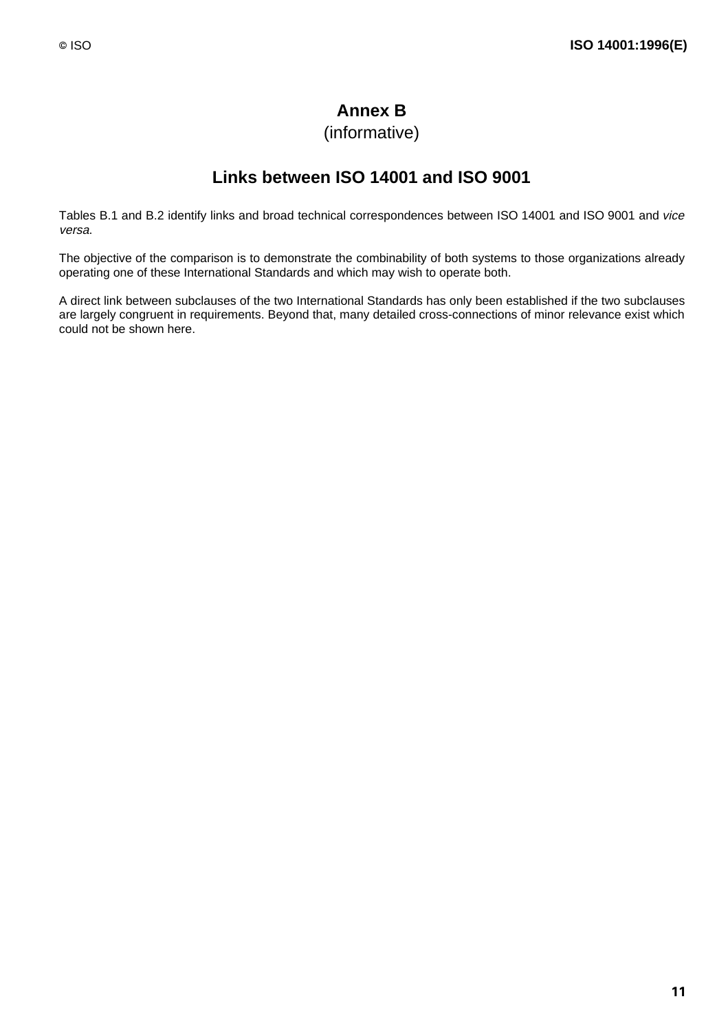# Annex B
(informative)

## Links between ISO 14001 and ISO 9001

Tables B.1 and B.2 identify links and broad technical correspondences between ISO 14001 and ISO 9001 and *vice versa*.

The objective of the comparison is to demonstrate the combinability of both systems to those organizations already operating one of these International Standards and which may wish to operate both.

A direct link between subclauses of the two International Standards has only been established if the two subclauses are largely congruent in requirements. Beyond that, many detailed cross-connections of minor relevance exist which could not be shown here.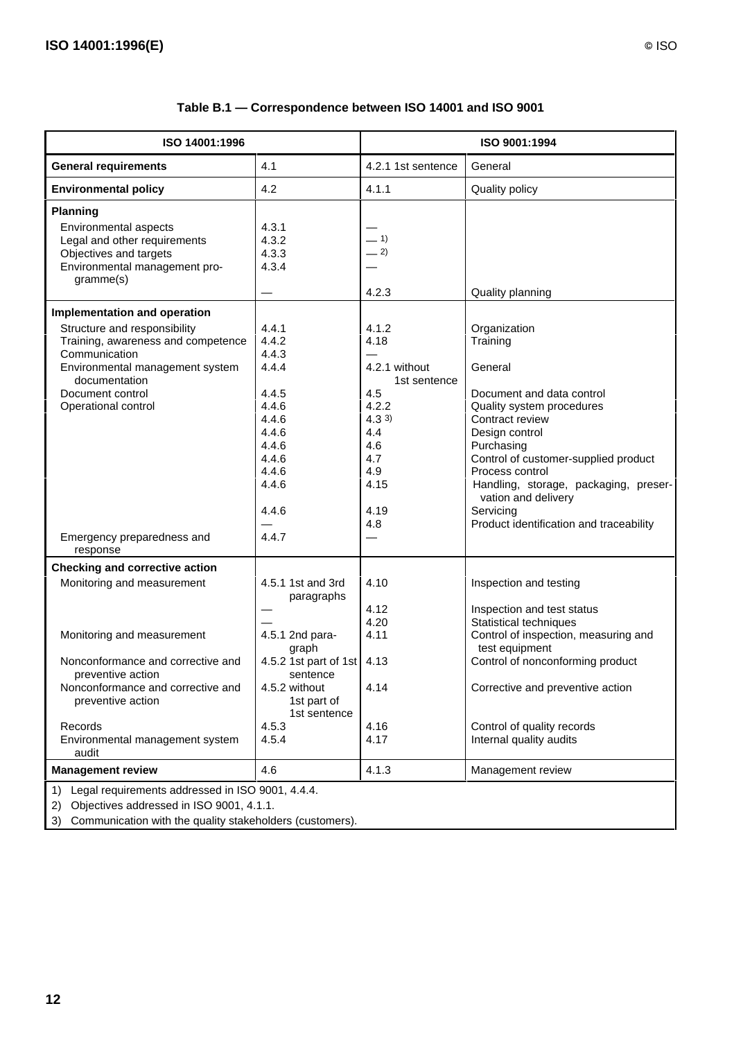**Table B.1 — Correspondence between ISO 14001 and ISO 9001**

| ISO 14001:1996 | | ISO 9001:1994 | |
|---|---|---|---|
| **General requirements** | 4.1 | 4.2.1 1st sentence | General |
| **Environmental policy** | 4.2 | 4.1.1 | Quality policy |
| **Planning** | | | |
| Environmental aspects | 4.3.1 | — | |
| Legal and other requirements | 4.3.2 | — [1] | |
| Objectives and targets | 4.3.3 | — [2] | |
| Environmental management programme(s) | 4.3.4 | — | |
| | — | 4.2.3 | Quality planning |
| **Implementation and operation** | | | |
| Structure and responsibility | 4.4.1 | 4.1.2 | Organization |
| Training, awareness and competence | 4.4.2 | 4.18 | Training |
| Communication | 4.4.3 | — | |
| Environmental management system documentation | 4.4.4 | 4.2.1 without 1st sentence | General |
| Document control | 4.4.5 | 4.5 | Document and data control |
| Operational control | 4.4.6 | 4.2.2 | Quality system procedures |
| | 4.4.6 | 4.3 [3] | Contract review |
| | 4.4.6 | 4.4 | Design control |
| | 4.4.6 | 4.6 | Purchasing |
| | 4.4.6 | 4.7 | Control of customer-supplied product |
| | 4.4.6 | 4.9 | Process control |
| | 4.4.6 | 4.15 | Handling, storage, packaging, preservation and delivery |
| | 4.4.6 | 4.19 | Servicing |
| | — | 4.8 | Product identification and traceability |
| Emergency preparedness and response | 4.4.7 | — | |
| **Checking and corrective action** | | | |
| Monitoring and measurement | 4.5.1 1st and 3rd paragraphs | 4.10 | Inspection and testing |
| | — | 4.12 | Inspection and test status |
| | — | 4.20 | Statistical techniques |
| Monitoring and measurement | 4.5.1 2nd paragraph | 4.11 | Control of inspection, measuring and test equipment |
| Nonconformance and corrective and preventive action | 4.5.2 1st part of 1st sentence | 4.13 | Control of nonconforming product |
| Nonconformance and corrective and preventive action | 4.5.2 without 1st part of 1st sentence | 4.14 | Corrective and preventive action |
| Records | 4.5.3 | 4.16 | Control of quality records |
| Environmental management system audit | 4.5.4 | 4.17 | Internal quality audits |
| **Management review** | 4.6 | 4.1.3 | Management review |

1) Legal requirements addressed in ISO 9001, 4.4.4.

2) Objectives addressed in ISO 9001, 4.1.1.

3) Communication with the quality stakeholders (customers).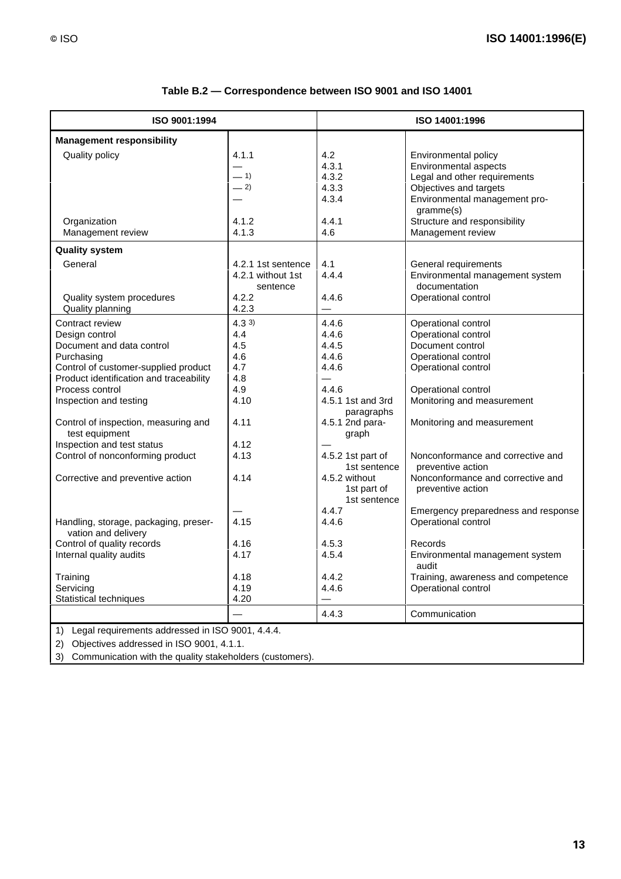**Table B.2 — Correspondence between ISO 9001 and ISO 14001**

| ISO 9001:1994 | | ISO 14001:1996 | |
|---|---|---|---|
| **Management responsibility** | | | |
| Quality policy | 4.1.1 | 4.2 | Environmental policy |
| | — | 4.3.1 | Environmental aspects |
| | — 1) | 4.3.2 | Legal and other requirements |
| | — 2) | 4.3.3 | Objectives and targets |
| | — | 4.3.4 | Environmental management programme(s) |
| Organization | 4.1.2 | 4.4.1 | Structure and responsibility |
| Management review | 4.1.3 | 4.6 | Management review |
| **Quality system** | | | |
| General | 4.2.1 1st sentence | 4.1 | General requirements |
| | 4.2.1 without 1st sentence | 4.4.4 | Environmental management system documentation |
| Quality system procedures | 4.2.2 | 4.4.6 | Operational control |
| Quality planning | 4.2.3 | — | |
| Contract review | 4.3 3) | 4.4.6 | Operational control |
| Design control | 4.4 | 4.4.6 | Operational control |
| Document and data control | 4.5 | 4.4.5 | Document control |
| Purchasing | 4.6 | 4.4.6 | Operational control |
| Control of customer-supplied product | 4.7 | 4.4.6 | Operational control |
| Product identification and traceability | 4.8 | — | |
| Process control | 4.9 | 4.4.6 | Operational control |
| Inspection and testing | 4.10 | 4.5.1 1st and 3rd paragraphs | Monitoring and measurement |
| Control of inspection, measuring and test equipment | 4.11 | 4.5.1 2nd paragraph | Monitoring and measurement |
| Inspection and test status | 4.12 | — | |
| Control of nonconforming product | 4.13 | 4.5.2 1st part of 1st sentence | Nonconformance and corrective and preventive action |
| Corrective and preventive action | 4.14 | 4.5.2 without 1st part of 1st sentence | Nonconformance and corrective and preventive action |
| | — | 4.4.7 | Emergency preparedness and response |
| Handling, storage, packaging, preservation and delivery | 4.15 | 4.4.6 | Operational control |
| Control of quality records | 4.16 | 4.5.3 | Records |
| Internal quality audits | 4.17 | 4.5.4 | Environmental management system audit |
| Training | 4.18 | 4.4.2 | Training, awareness and competence |
| Servicing | 4.19 | 4.4.6 | Operational control |
| Statistical techniques | 4.20 | — | |
| | — | 4.4.3 | Communication |

1) Legal requirements addressed in ISO 9001, 4.4.4.

2) Objectives addressed in ISO 9001, 4.1.1.

3) Communication with the quality stakeholders (customers).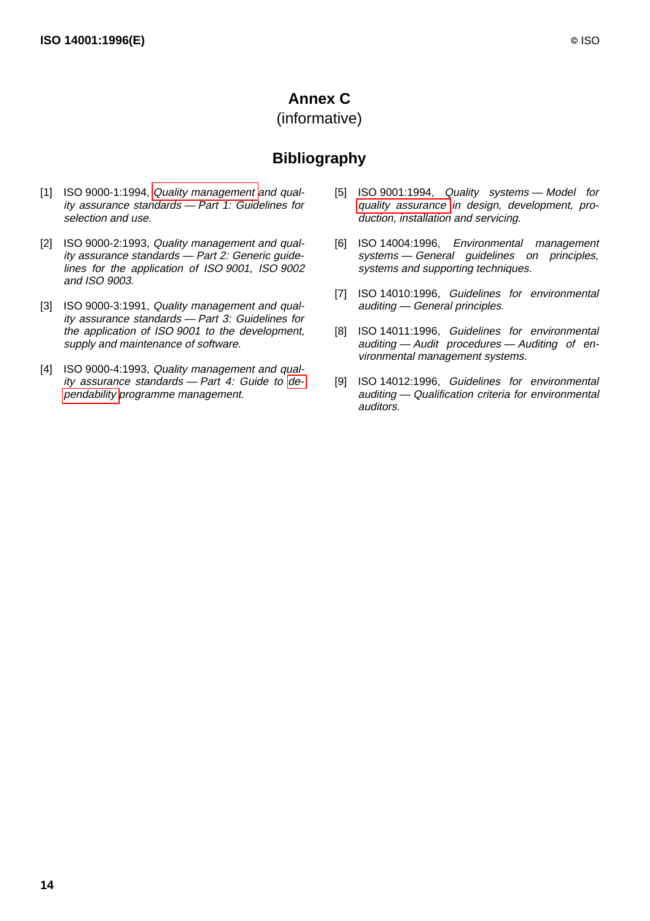# Annex C
(informative)

## Bibliography

[1] ISO 9000-1:1994, *Quality management and quality assurance standards — Part 1: Guidelines for selection and use.*

[2] ISO 9000-2:1993, *Quality management and quality assurance standards — Part 2: Generic guidelines for the application of ISO 9001, ISO 9002 and ISO 9003.*

[3] ISO 9000-3:1991, *Quality management and quality assurance standards — Part 3: Guidelines for the application of ISO 9001 to the development, supply and maintenance of software.*

[4] ISO 9000-4:1993, *Quality management and quality assurance standards — Part 4: Guide to dependability programme management.*

[5] ISO 9001:1994, *Quality systems — Model for quality assurance in design, development, production, installation and servicing.*

[6] ISO 14004:1996, *Environmental management systems — General guidelines on principles, systems and supporting techniques.*

[7] ISO 14010:1996, *Guidelines for environmental auditing — General principles.*

[8] ISO 14011:1996, *Guidelines for environmental auditing — Audit procedures — Auditing of environmental management systems.*

[9] ISO 14012:1996, *Guidelines for environmental auditing — Qualification criteria for environmental auditors.*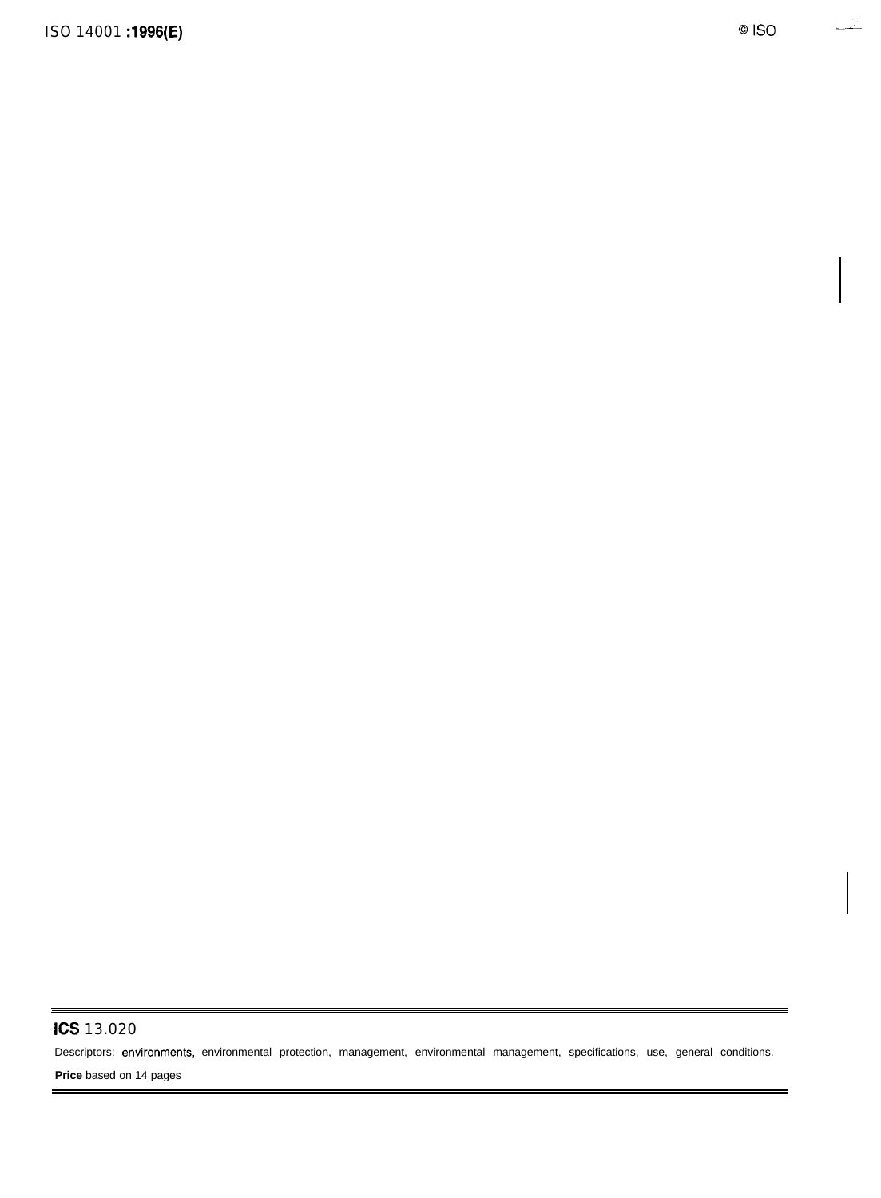**ICS** 13.020

Descriptors: environments, environmental protection, management, environmental management, specifications, use, general conditions.

**Price** based on 14 pages